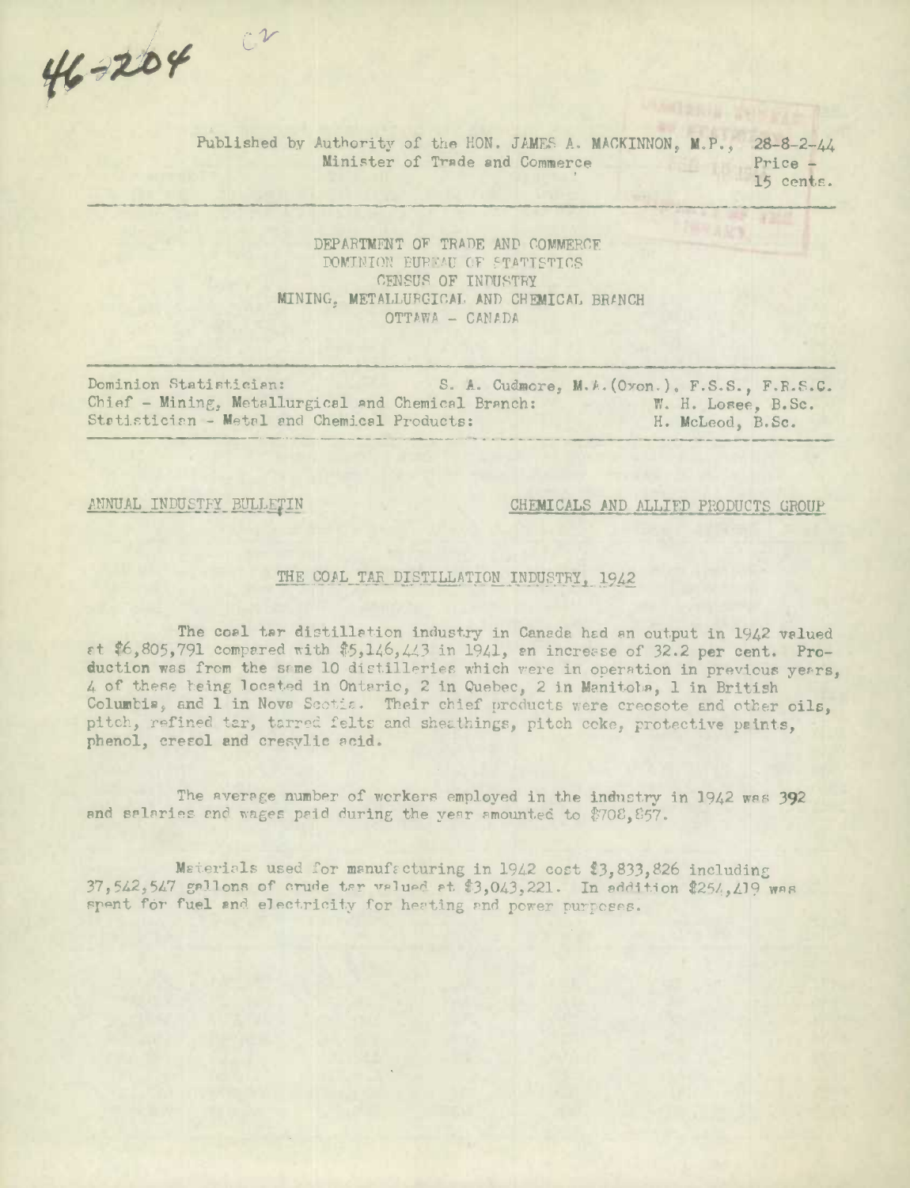46-204

Published by Authority of the HON. JAMES A. MACKINNON, M.P., Minister of Trade and Commerce

28-8-2-44
Price - 15 cents.

DEPARTMENT OF TRADE AND COMMERCE
DOMINION BUREAU OF STATISTICS
CENSUS OF INDUSTRY
MINING, METALLURGICAL AND CHEMICAL BRANCH
OTTAWA - CANADA

Dominion Statistician: S. A. Cudmore, M.A.(Oxon.), F.S.S., F.R.S.C.
Chief - Mining, Metallurgical and Chemical Branch: W. H. Losee, B.Sc.
Statistician - Metal and Chemical Products: H. McLeod, B.Sc.

ANNUAL INDUSTRY BULLETIN

CHEMICALS AND ALLIED PRODUCTS GROUP

# THE COAL TAR DISTILLATION INDUSTRY, 1942

The coal tar distillation industry in Canada had an output in 1942 valued at $6,805,791 compared with $5,146,443 in 1941, an increase of 32.2 per cent. Production was from the same 10 distilleries which were in operation in previous years, 4 of these being located in Ontario, 2 in Quebec, 2 in Manitoba, 1 in British Columbia, and 1 in Nova Scotia. Their chief products were creosote and other oils, pitch, refined tar, tarred felts and sheathings, pitch coke, protective paints, phenol, cresol and cresylic acid.

The average number of workers employed in the industry in 1942 was 392 and salaries and wages paid during the year amounted to $708,857.

Materials used for manufacturing in 1942 cost $3,833,826 including 37,542,547 gallons of crude tar valued at $3,043,221. In addition $254,419 was spent for fuel and electricity for heating and power purposes.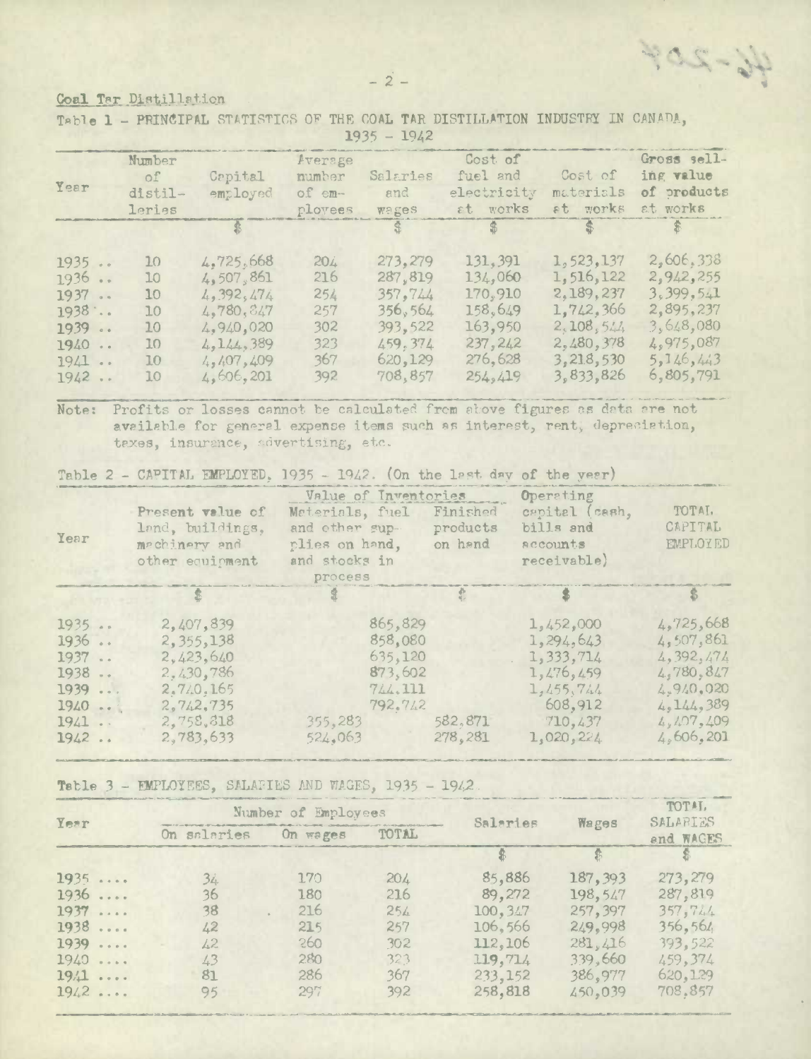Coal Tar Distillation

Table 1 - PRINCIPAL STATISTICS OF THE COAL TAR DISTILLATION INDUSTRY IN CANADA, 1935 - 1942

| Year | Number of distilleries | Capital employed | Average number of employees | Salaries and wages | Cost of fuel and electricity at works | Cost of materials at works | Gross selling value of products at works |
|---|---|---|---|---|---|---|---|
| | | $ | | $ | $ | $ | $ |
| 1935 .. | 10 | 4,725,668 | 204 | 273,279 | 131,391 | 1,523,137 | 2,606,338 |
| 1936 .. | 10 | 4,507,861 | 216 | 287,819 | 134,060 | 1,516,122 | 2,942,255 |
| 1937 .. | 10 | 4,392,474 | 254 | 357,744 | 170,910 | 2,189,237 | 3,399,541 |
| 1938 .. | 10 | 4,780,847 | 257 | 356,564 | 158,649 | 1,742,366 | 2,895,237 |
| 1939 .. | 10 | 4,940,020 | 302 | 393,522 | 163,950 | 2,108,544 | 3,648,080 |
| 1940 .. | 10 | 4,144,389 | 323 | 459,374 | 237,242 | 2,480,378 | 4,975,087 |
| 1941 .. | 10 | 4,407,409 | 367 | 620,129 | 276,628 | 3,218,530 | 5,146,443 |
| 1942 .. | 10 | 4,606,201 | 392 | 708,857 | 254,419 | 3,833,826 | 6,805,791 |

Note: Profits or losses cannot be calculated from above figures as data are not available for general expense items such as interest, rent, depreciation, taxes, insurance, advertising, etc.

Table 2 - CAPITAL EMPLOYED, 1935 - 1942. (On the last day of the year)

| Year | Present value of land, buildings, machinery and other equipment | Value of Inventories: Materials, fuel and other supplies on hand, and stocks in process | Value of Inventories: Finished products on hand | Operating capital (cash, bills and accounts receivable) | TOTAL CAPITAL EMPLOYED |
|---|---|---|---|---|---|
| | $ | $ | $ | $ | $ |
| 1935 .. | 2,407,839 | 865,829 | | 1,452,000 | 4,725,668 |
| 1936 .. | 2,355,138 | 858,080 | | 1,294,643 | 4,507,861 |
| 1937 .. | 2,423,640 | 635,120 | | 1,333,714 | 4,392,474 |
| 1938 .. | 2,430,786 | 873,602 | | 1,476,459 | 4,780,847 |
| 1939 .. | 2,740,165 | 744,111 | | 1,455,744 | 4,940,020 |
| 1940 .. | 2,742,735 | 792,742 | | 608,912 | 4,144,389 |
| 1941 .. | 2,758,818 | 355,283 | 582,871 | 710,437 | 4,407,409 |
| 1942 .. | 2,783,633 | 524,063 | 278,281 | 1,020,224 | 4,606,201 |

Table 3 - EMPLOYEES, SALARIES AND WAGES, 1935 - 1942.

| Year | Number of Employees: On salaries | Number of Employees: On wages | Number of Employees: TOTAL | Salaries | Wages | TOTAL SALARIES and WAGES |
|---|---|---|---|---|---|---|
| | | | | $ | $ | $ |
| 1935 .... | 34 | 170 | 204 | 85,886 | 187,393 | 273,279 |
| 1936 .... | 36 | 180 | 216 | 89,272 | 198,547 | 287,819 |
| 1937 .... | 38 | 216 | 254 | 100,347 | 257,397 | 357,744 |
| 1938 .... | 42 | 215 | 257 | 106,566 | 249,998 | 356,564 |
| 1939 .... | 42 | 260 | 302 | 112,106 | 281,416 | 393,522 |
| 1940 .... | 43 | 280 | 323 | 119,714 | 339,660 | 459,374 |
| 1941 .... | 81 | 286 | 367 | 233,152 | 386,977 | 620,129 |
| 1942 .... | 95 | 297 | 392 | 258,818 | 450,039 | 708,857 |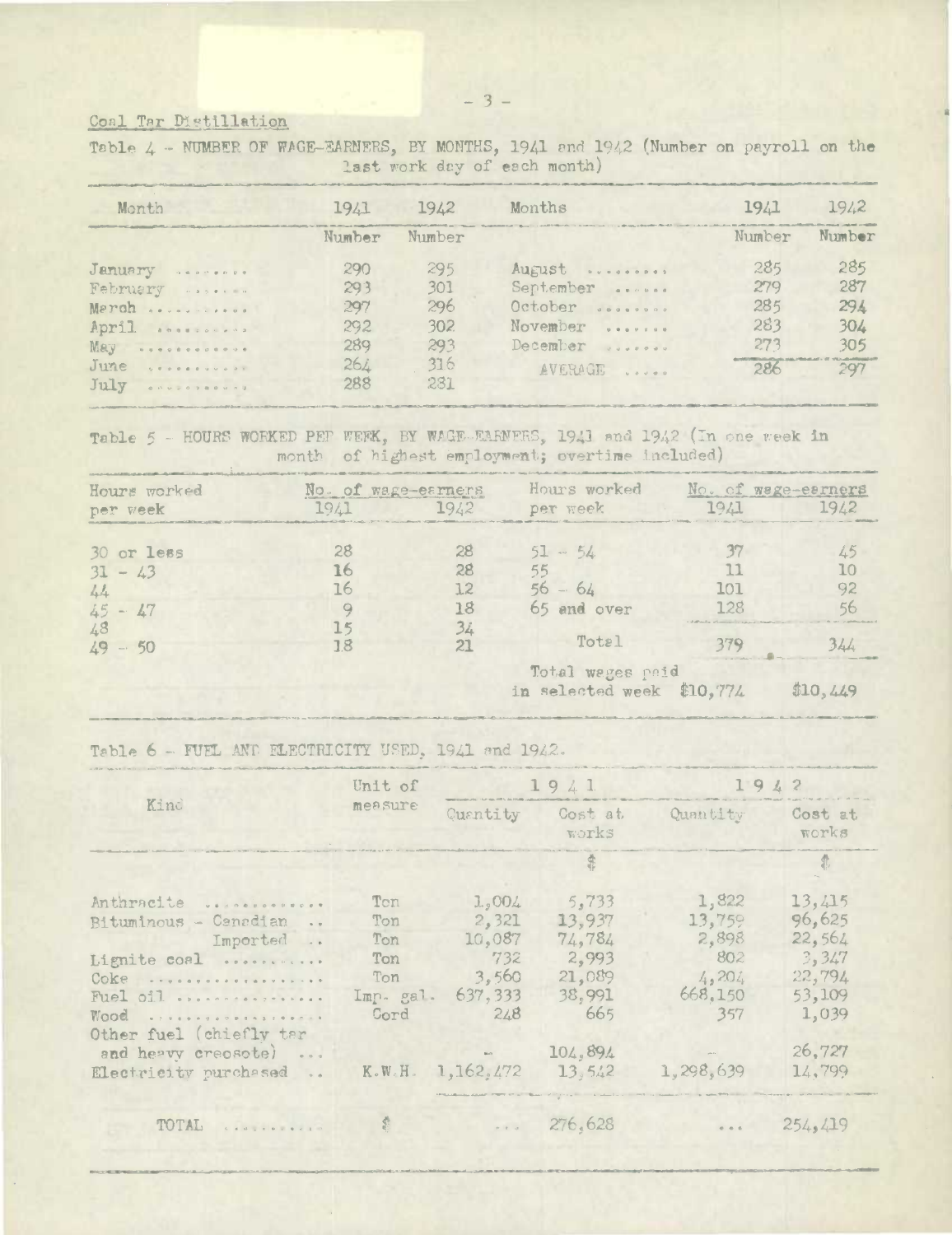Coal Tar Distillation

Table 4 - NUMBER OF WAGE-EARNERS, BY MONTHS, 1941 and 1942 (Number on payroll on the last work day of each month)

| Month | 1941 | 1942 | Months | 1941 | 1942 |
|---|---|---|---|---|---|
| | Number | Number | | Number | Number |
| January ........ | 290 | 295 | August ......... | 285 | 285 |
| February ....... | 293 | 301 | September ...... | 279 | 287 |
| March .......... | 297 | 296 | October ........ | 285 | 294 |
| April .......... | 292 | 302 | November ....... | 283 | 304 |
| May ............ | 289 | 293 | December ....... | 273 | 305 |
| June ........... | 264 | 316 | AVERAGE ..... | 286 | 297 |
| July ........... | 288 | 281 | | | |

Table 5 - HOURS WORKED PER WEEK, BY WAGE-EARNERS, 1941 and 1942 (In one week in month of highest employment; overtime included)

| Hours worked per week | No. of wage-earners 1941 | No. of wage-earners 1942 | Hours worked per week | No. of wage-earners 1941 | No. of wage-earners 1942 |
|---|---|---|---|---|---|
| 30 or less | 28 | 28 | 51 - 54 | 37 | 45 |
| 31 - 43 | 16 | 28 | 55 | 11 | 10 |
| 44 | 16 | 12 | 56 - 64 | 101 | 92 |
| 45 - 47 | 9 | 18 | 65 and over | 128 | 56 |
| 48 | 15 | 34 | | | |
| 49 - 50 | 18 | 21 | Total | 379 | 344 |
| | | | Total wages paid in selected week | $10,774 | $10,449 |

Table 6 - FUEL AND ELECTRICITY USED, 1941 and 1942.

| Kind | Unit of measure | 1941 Quantity | 1941 Cost at works | 1942 Quantity | 1942 Cost at works |
|---|---|---|---|---|---|
| | | | $ | | $ |
| Anthracite ............ | Ton | 1,004 | 5,733 | 1,822 | 13,415 |
| Bituminous - Canadian .. | Ton | 2,321 | 13,937 | 13,759 | 96,625 |
| Imported .. | Ton | 10,087 | 74,784 | 2,898 | 22,564 |
| Lignite coal ........... | Ton | 732 | 2,993 | 802 | 3,347 |
| Coke ................... | Ton | 3,560 | 21,089 | 4,204 | 22,794 |
| Fuel oil ............... | Imp. gal. | 637,333 | 38,991 | 668,150 | 53,109 |
| Wood ................... | Cord | 248 | 665 | 357 | 1,039 |
| Other fuel (chiefly tar and heavy creosote) ... | | - | 104,894 | - | 26,727 |
| Electricity purchased .. | K.W.H. | 1,162,472 | 13,542 | 1,298,639 | 14,799 |
| TOTAL .......... | $ | ... | 276,628 | ... | 254,419 |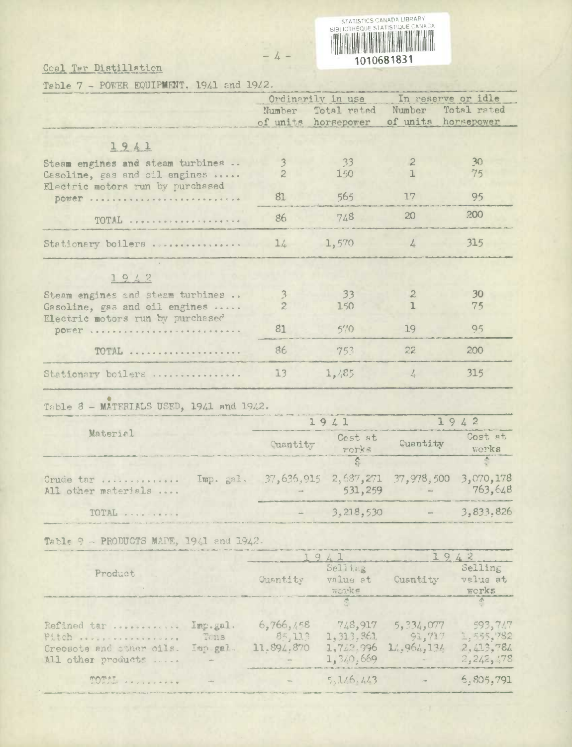Coal Tar Distillation

Table 7 - POWER EQUIPMENT, 1941 and 1942.

| | Ordinarily in use | | In reserve or idle | |
|---|---|---|---|---|
| | Number of units | Total rated horsepower | Number of units | Total rated horsepower |
| **1941** | | | | |
| Steam engines and steam turbines .. | 3 | 33 | 2 | 30 |
| Gasoline, gas and oil engines ..... | 2 | 150 | 1 | 75 |
| Electric motors run by purchased power ........................ | 81 | 565 | 17 | 95 |
| TOTAL ................... | 86 | 748 | 20 | 200 |
| Stationary boilers ............... | 14 | 1,570 | 4 | 315 |
| **1942** | | | | |
| Steam engines and steam turbines .. | 3 | 33 | 2 | 30 |
| Gasoline, gas and oil engines ..... | 2 | 150 | 1 | 75 |
| Electric motors run by purchased power ........................ | 81 | 570 | 19 | 95 |
| TOTAL ................... | 86 | 753 | 22 | 200 |
| Stationary boilers ............... | 13 | 1,485 | 4 | 315 |

Table 8 - MATERIALS USED, 1941 and 1942.

| Material | | 1941 | | 1942 | |
|---|---|---|---|---|---|
| | | Quantity | Cost at works | Quantity | Cost at works |
| | | | $ | | $ |
| Crude tar ............ | Imp. gal. | 37,636,915 | 2,687,271 | 37,978,500 | 3,070,178 |
| All other materials .... | | - | 531,259 | - | 763,648 |
| TOTAL ......... | | - | 3,218,530 | - | 3,833,826 |

Table 9 - PRODUCTS MADE, 1941 and 1942.

| Product | | 1941 | | 1942 | |
|---|---|---|---|---|---|
| | | Quantity | Selling value at works | Quantity | Selling value at works |
| | | | $ | | $ |
| Refined tar ........... | Imp.gal. | 6,766,458 | 748,917 | 5,334,077 | 593,747 |
| Pitch .................. | Tons | 85,113 | 1,313,861 | 91,717 | 1,555,782 |
| Creosote and other oils. | Imp.gal. | 11,894,870 | 1,742,996 | 14,964,134 | 2,413,784 |
| All other products ...... | - | - | 1,340,669 | - | 2,242,478 |
| TOTAL .......... | - | - | 5,146,443 | - | 6,805,791 |